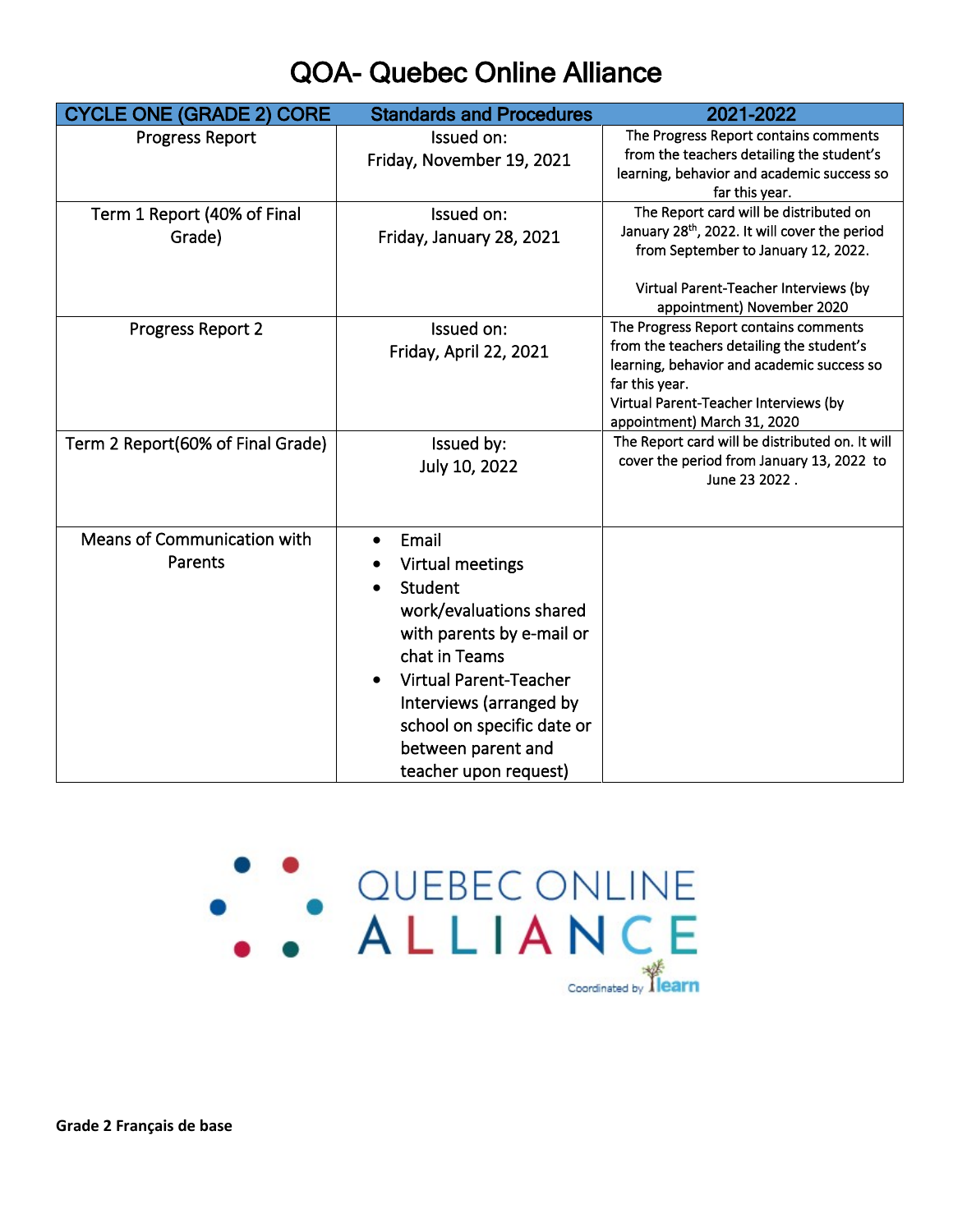# QOA- Quebec Online Alliance

| CYCLE ONE (GRADE 2) CORE | Standards and Procedures | 2021-2022 |
|---|---|---|
| Progress Report | Issued on: Friday, November 19, 2021 | The Progress Report contains comments from the teachers detailing the student's learning, behavior and academic success so far this year. |
| Term 1 Report (40% of Final Grade) | Issued on: Friday, January 28, 2021 | The Report card will be distributed on January 28th, 2022. It will cover the period from September to January 12, 2022. Virtual Parent-Teacher Interviews (by appointment) November 2020 |
| Progress Report 2 | Issued on: Friday, April 22, 2021 | The Progress Report contains comments from the teachers detailing the student's learning, behavior and academic success so far this year. Virtual Parent-Teacher Interviews (by appointment) March 31, 2020 |
| Term 2 Report(60% of Final Grade) | Issued by: July 10, 2022 | The Report card will be distributed on. It will cover the period from January 13, 2022 to June 23 2022 . |
| Means of Communication with Parents | • Email<br>• Virtual meetings<br>• Student work/evaluations shared with parents by e-mail or chat in Teams<br>• Virtual Parent-Teacher Interviews (arranged by school on specific date or between parent and teacher upon request) | |

QUEBEC ONLINE ALLIANCE

Coordinated by learn

**Grade 2 Français de base**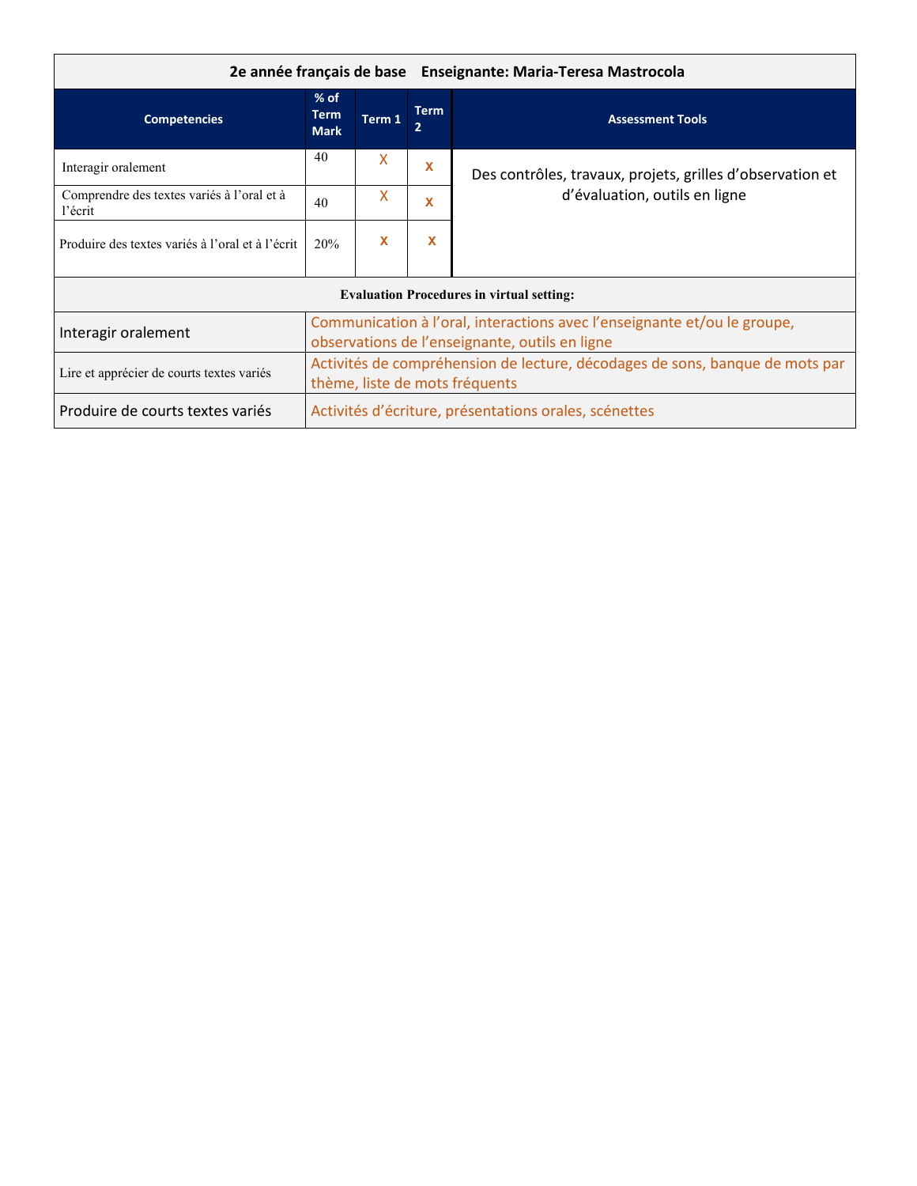| 2e année français de base Enseignante: Maria-Teresa Mastrocola | | | | |
|---|---|---|---|---|
| **Competencies** | **% of Term Mark** | **Term 1** | **Term 2** | **Assessment Tools** |
| Interagir oralement | 40 | X | x | Des contrôles, travaux, projets, grilles d'observation et d'évaluation, outils en ligne |
| Comprendre des textes variés à l'oral et à l'écrit | 40 | X | x | |
| Produire des textes variés à l'oral et à l'écrit | 20% | x | x | |

| **Evaluation Procedures in virtual setting:** | |
|---|---|
| Interagir oralement | Communication à l'oral, interactions avec l'enseignante et/ou le groupe, observations de l'enseignante, outils en ligne |
| Lire et apprécier de courts textes variés | Activités de compréhension de lecture, décodages de sons, banque de mots par thème, liste de mots fréquents |
| Produire de courts textes variés | Activités d'écriture, présentations orales, scénettes |